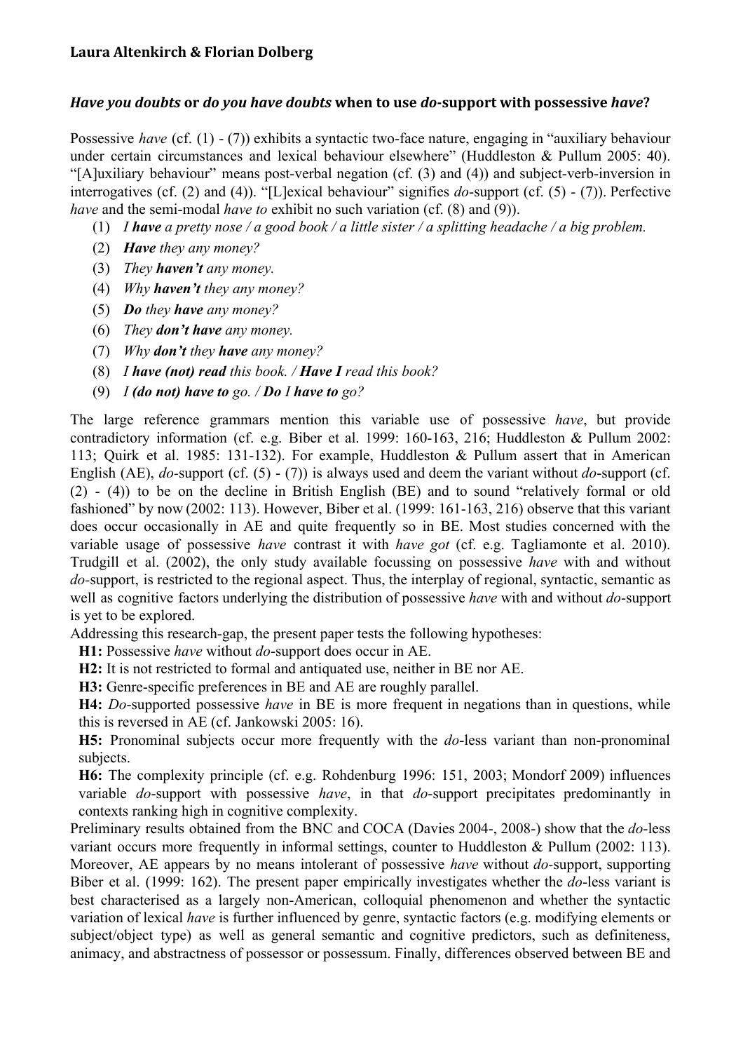**Laura Altenkirch & Florian Dolberg**

## *Have you doubts* or *do you have doubts* when to use *do*-support with possessive *have*?

Possessive *have* (cf. (1) - (7)) exhibits a syntactic two-face nature, engaging in "auxiliary behaviour under certain circumstances and lexical behaviour elsewhere" (Huddleston & Pullum 2005: 40). "[A]uxiliary behaviour" means post-verbal negation (cf. (3) and (4)) and subject-verb-inversion in interrogatives (cf. (2) and (4)). "[L]exical behaviour" signifies *do*-support (cf. (5) - (7)). Perfective *have* and the semi-modal *have to* exhibit no such variation (cf. (8) and (9)).

(1) *I **have** a pretty nose / a good book / a little sister / a splitting headache / a big problem.*
(2) ***Have** they any money?*
(3) *They **haven't** any money.*
(4) *Why **haven't** they any money?*
(5) ***Do** they **have** any money?*
(6) *They **don't have** any money.*
(7) *Why **don't** they **have** any money?*
(8) *I **have (not) read** this book. / **Have I** read this book?*
(9) *I **(do not) have to** go. / **Do** I **have to** go?*

The large reference grammars mention this variable use of possessive *have*, but provide contradictory information (cf. e.g. Biber et al. 1999: 160-163, 216; Huddleston & Pullum 2002: 113; Quirk et al. 1985: 131-132). For example, Huddleston & Pullum assert that in American English (AE), *do*-support (cf. (5) - (7)) is always used and deem the variant without *do*-support (cf. (2) - (4)) to be on the decline in British English (BE) and to sound "relatively formal or old fashioned" by now (2002: 113). However, Biber et al. (1999: 161-163, 216) observe that this variant does occur occasionally in AE and quite frequently so in BE. Most studies concerned with the variable usage of possessive *have* contrast it with *have got* (cf. e.g. Tagliamonte et al. 2010). Trudgill et al. (2002), the only study available focussing on possessive *have* with and without *do*-support, is restricted to the regional aspect. Thus, the interplay of regional, syntactic, semantic as well as cognitive factors underlying the distribution of possessive *have* with and without *do*-support is yet to be explored.

Addressing this research-gap, the present paper tests the following hypotheses:

**H1:** Possessive *have* without *do*-support does occur in AE.
**H2:** It is not restricted to formal and antiquated use, neither in BE nor AE.
**H3:** Genre-specific preferences in BE and AE are roughly parallel.
**H4:** *Do*-supported possessive *have* in BE is more frequent in negations than in questions, while this is reversed in AE (cf. Jankowski 2005: 16).
**H5:** Pronominal subjects occur more frequently with the *do*-less variant than non-pronominal subjects.
**H6:** The complexity principle (cf. e.g. Rohdenburg 1996: 151, 2003; Mondorf 2009) influences variable *do*-support with possessive *have*, in that *do*-support precipitates predominantly in contexts ranking high in cognitive complexity.

Preliminary results obtained from the BNC and COCA (Davies 2004-, 2008-) show that the *do*-less variant occurs more frequently in informal settings, counter to Huddleston & Pullum (2002: 113). Moreover, AE appears by no means intolerant of possessive *have* without *do*-support, supporting Biber et al. (1999: 162). The present paper empirically investigates whether the *do*-less variant is best characterised as a largely non-American, colloquial phenomenon and whether the syntactic variation of lexical *have* is further influenced by genre, syntactic factors (e.g. modifying elements or subject/object type) as well as general semantic and cognitive predictors, such as definiteness, animacy, and abstractness of possessor or possessum. Finally, differences observed between BE and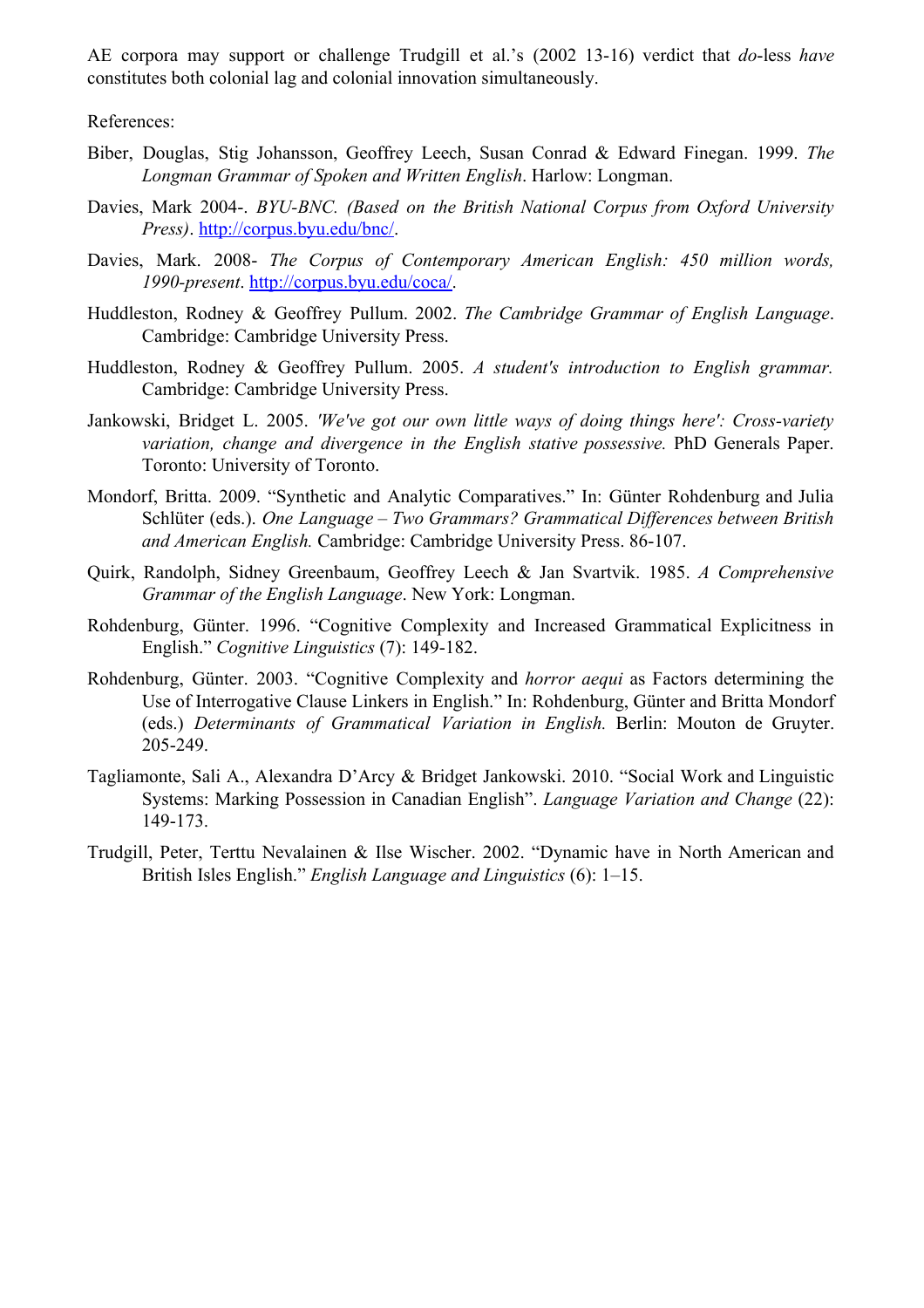AE corpora may support or challenge Trudgill et al.'s (2002 13-16) verdict that *do*-less *have* constitutes both colonial lag and colonial innovation simultaneously.

References:

Biber, Douglas, Stig Johansson, Geoffrey Leech, Susan Conrad & Edward Finegan. 1999. *The Longman Grammar of Spoken and Written English*. Harlow: Longman.

Davies, Mark 2004-. *BYU-BNC. (Based on the British National Corpus from Oxford University Press)*. http://corpus.byu.edu/bnc/.

Davies, Mark. 2008- *The Corpus of Contemporary American English: 450 million words, 1990-present*. http://corpus.byu.edu/coca/.

Huddleston, Rodney & Geoffrey Pullum. 2002. *The Cambridge Grammar of English Language*. Cambridge: Cambridge University Press.

Huddleston, Rodney & Geoffrey Pullum. 2005. *A student's introduction to English grammar.* Cambridge: Cambridge University Press.

Jankowski, Bridget L. 2005. *'We've got our own little ways of doing things here': Cross-variety variation, change and divergence in the English stative possessive.* PhD Generals Paper. Toronto: University of Toronto.

Mondorf, Britta. 2009. "Synthetic and Analytic Comparatives." In: Günter Rohdenburg and Julia Schlüter (eds.). *One Language – Two Grammars? Grammatical Differences between British and American English.* Cambridge: Cambridge University Press. 86-107.

Quirk, Randolph, Sidney Greenbaum, Geoffrey Leech & Jan Svartvik. 1985. *A Comprehensive Grammar of the English Language*. New York: Longman.

Rohdenburg, Günter. 1996. "Cognitive Complexity and Increased Grammatical Explicitness in English." *Cognitive Linguistics* (7): 149-182.

Rohdenburg, Günter. 2003. "Cognitive Complexity and *horror aequi* as Factors determining the Use of Interrogative Clause Linkers in English." In: Rohdenburg, Günter and Britta Mondorf (eds.) *Determinants of Grammatical Variation in English.* Berlin: Mouton de Gruyter. 205-249.

Tagliamonte, Sali A., Alexandra D'Arcy & Bridget Jankowski. 2010. "Social Work and Linguistic Systems: Marking Possession in Canadian English". *Language Variation and Change* (22): 149-173.

Trudgill, Peter, Terttu Nevalainen & Ilse Wischer. 2002. "Dynamic have in North American and British Isles English." *English Language and Linguistics* (6): 1–15.